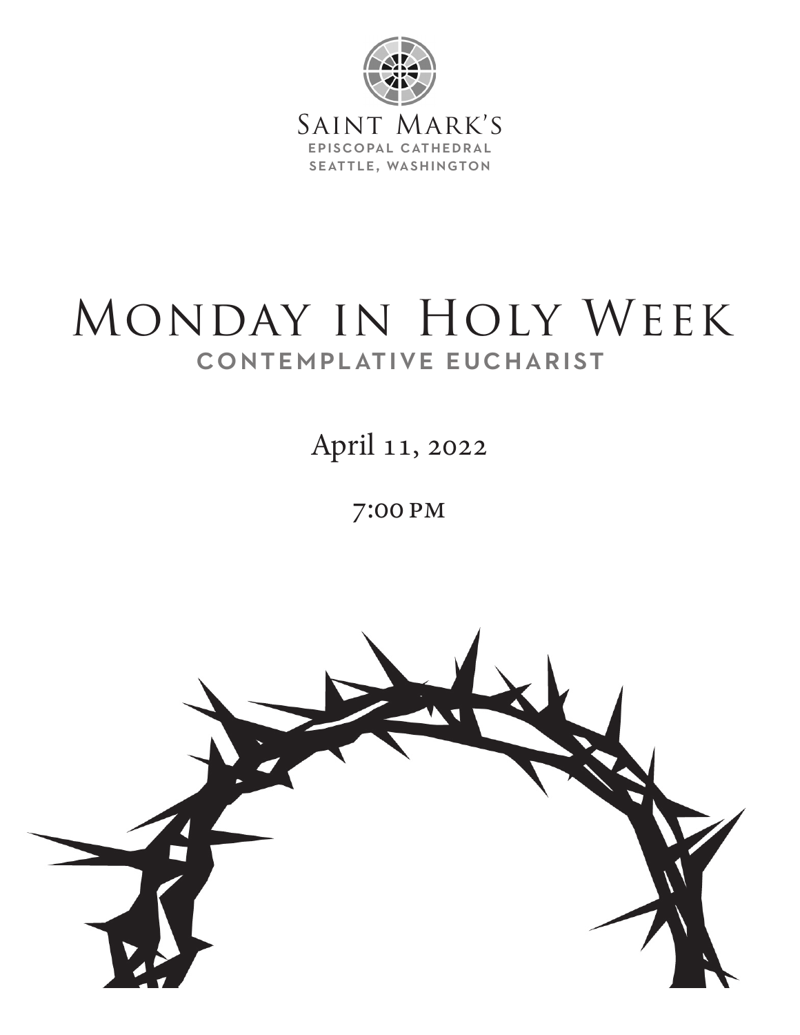Saint Mark's
EPISCOPAL CATHEDRAL
SEATTLE, WASHINGTON

# Monday in Holy Week

## CONTEMPLATIVE EUCHARIST

April 11, 2022

7:00 PM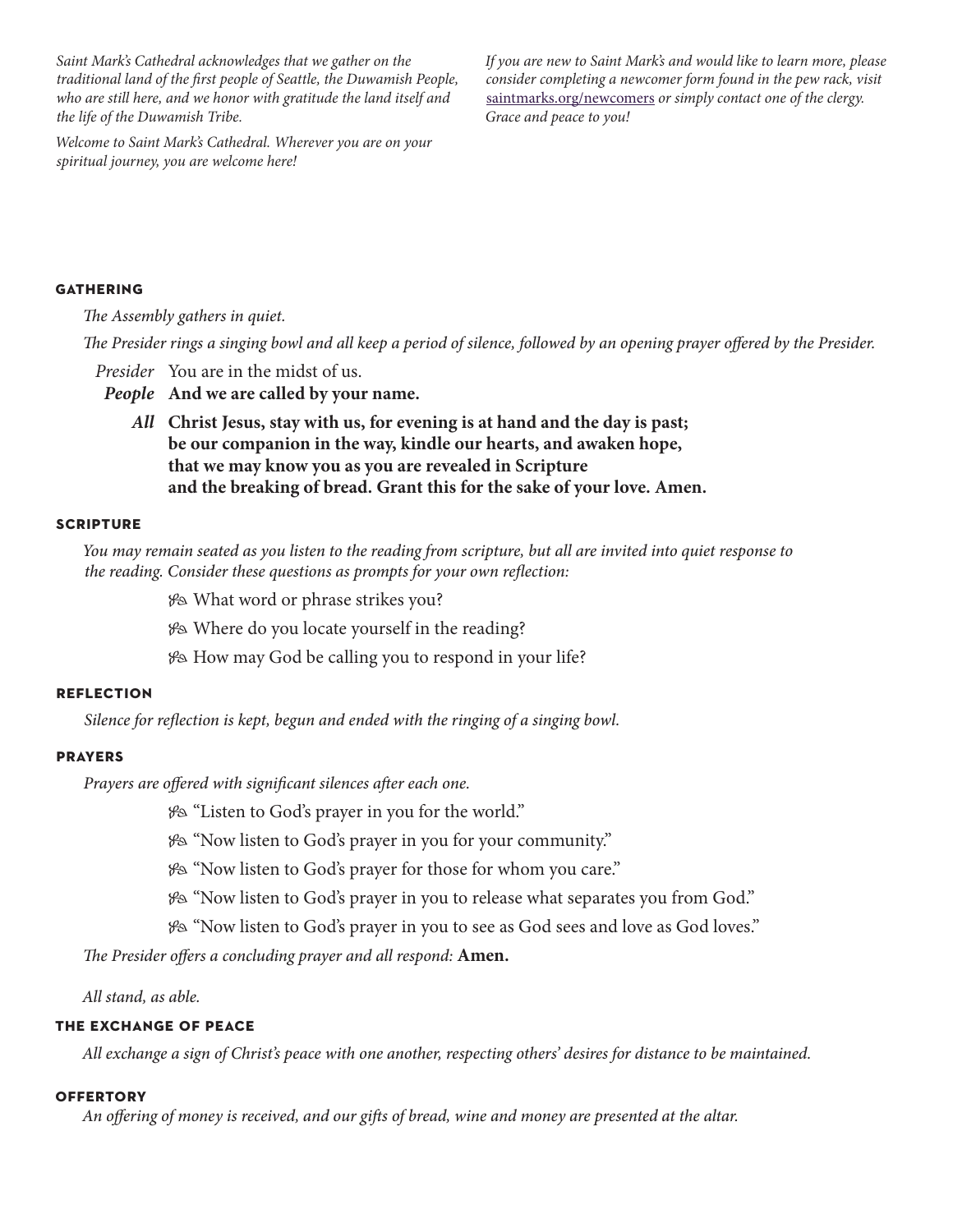*Saint Mark's Cathedral acknowledges that we gather on the traditional land of the first people of Seattle, the Duwamish People, who are still here, and we honor with gratitude the land itself and the life of the Duwamish Tribe.*

*Welcome to Saint Mark's Cathedral. Wherever you are on your spiritual journey, you are welcome here!*

*If you are new to Saint Mark's and would like to learn more, please consider completing a newcomer form found in the pew rack, visit* saintmarks.org/newcomers *or simply contact one of the clergy. Grace and peace to you!*

## GATHERING

*The Assembly gathers in quiet.*

*The Presider rings a singing bowl and all keep a period of silence, followed by an opening prayer offered by the Presider.*

*Presider* You are in the midst of us.
***People*** **And we are called by your name.**

***All*** **Christ Jesus, stay with us, for evening is at hand and the day is past; be our companion in the way, kindle our hearts, and awaken hope, that we may know you as you are revealed in Scripture and the breaking of bread. Grant this for the sake of your love. Amen.**

## SCRIPTURE

*You may remain seated as you listen to the reading from scripture, but all are invited into quiet response to the reading. Consider these questions as prompts for your own reflection:*

- What word or phrase strikes you?
- Where do you locate yourself in the reading?
- How may God be calling you to respond in your life?

## REFLECTION

*Silence for reflection is kept, begun and ended with the ringing of a singing bowl.*

## PRAYERS

*Prayers are offered with significant silences after each one.*

- "Listen to God's prayer in you for the world."
- "Now listen to God's prayer in you for your community."
- "Now listen to God's prayer for those for whom you care."
- "Now listen to God's prayer in you to release what separates you from God."
- "Now listen to God's prayer in you to see as God sees and love as God loves."

*The Presider offers a concluding prayer and all respond:* **Amen.**

*All stand, as able.*

## THE EXCHANGE OF PEACE

*All exchange a sign of Christ's peace with one another, respecting others' desires for distance to be maintained.*

## OFFERTORY

*An offering of money is received, and our gifts of bread, wine and money are presented at the altar.*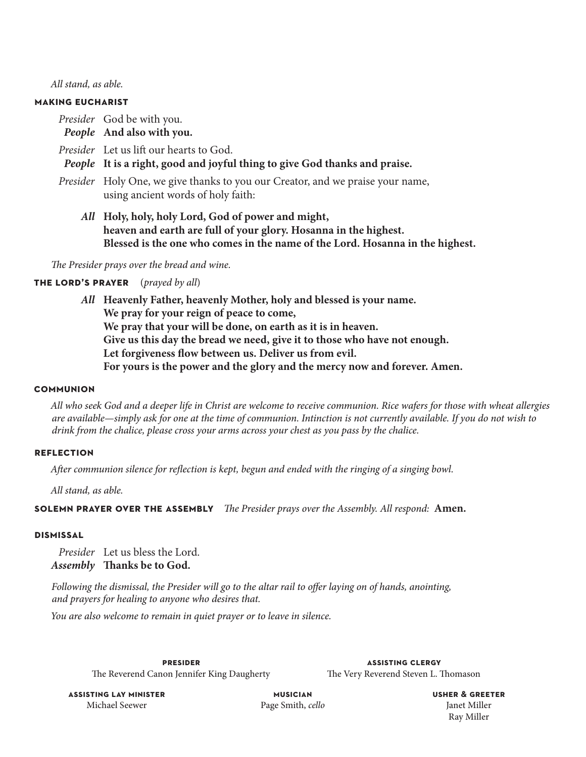*All stand, as able.*

## MAKING EUCHARIST

*Presider* God be with you.
***People*** **And also with you.**

*Presider* Let us lift our hearts to God.
***People*** **It is a right, good and joyful thing to give God thanks and praise.**

*Presider* Holy One, we give thanks to you our Creator, and we praise your name, using ancient words of holy faith:

***All*** **Holy, holy, holy Lord, God of power and might,**
**heaven and earth are full of your glory. Hosanna in the highest.**
**Blessed is the one who comes in the name of the Lord. Hosanna in the highest.**

*The Presider prays over the bread and wine.*

## THE LORD'S PRAYER (*prayed by all*)

***All*** **Heavenly Father, heavenly Mother, holy and blessed is your name.**
**We pray for your reign of peace to come,**
**We pray that your will be done, on earth as it is in heaven.**
**Give us this day the bread we need, give it to those who have not enough.**
**Let forgiveness flow between us. Deliver us from evil.**
**For yours is the power and the glory and the mercy now and forever. Amen.**

## COMMUNION

*All who seek God and a deeper life in Christ are welcome to receive communion. Rice wafers for those with wheat allergies are available—simply ask for one at the time of communion. Intinction is not currently available. If you do not wish to drink from the chalice, please cross your arms across your chest as you pass by the chalice.*

## REFLECTION

*After communion silence for reflection is kept, begun and ended with the ringing of a singing bowl.*

*All stand, as able.*

## SOLEMN PRAYER OVER THE ASSEMBLY

*The Presider prays over the Assembly. All respond:* **Amen.**

## DISMISSAL

*Presider* Let us bless the Lord.
***Assembly*** **Thanks be to God.**

*Following the dismissal, the Presider will go to the altar rail to offer laying on of hands, anointing, and prayers for healing to anyone who desires that.*

*You are also welcome to remain in quiet prayer or to leave in silence.*

**PRESIDER**
The Reverend Canon Jennifer King Daugherty

**ASSISTING CLERGY**
The Very Reverend Steven L. Thomason

**ASSISTING LAY MINISTER**
Michael Seewer

**MUSICIAN**
Page Smith, *cello*

**USHER & GREETER**
Janet Miller
Ray Miller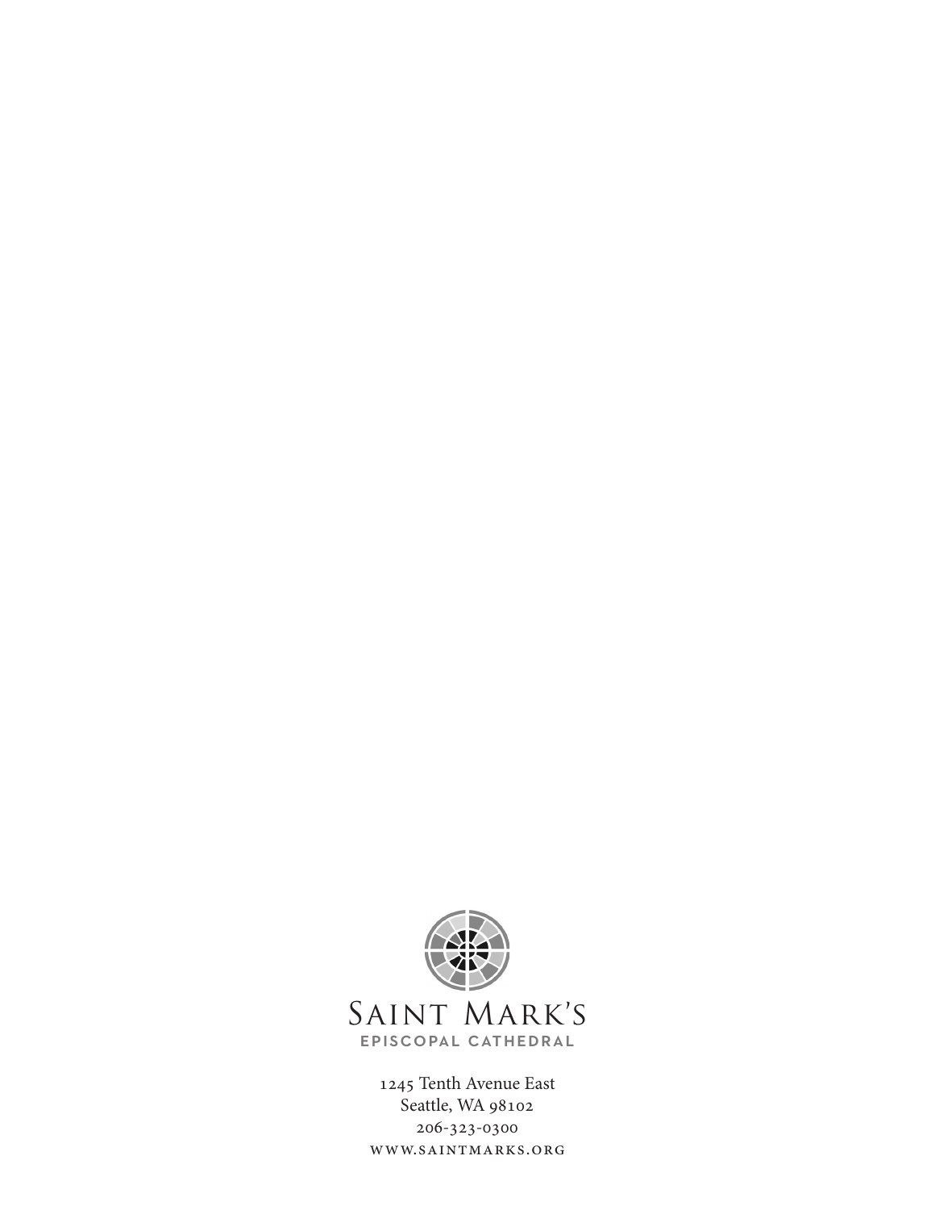SAINT MARK'S

EPISCOPAL CATHEDRAL

1245 Tenth Avenue East
Seattle, WA 98102
206-323-0300
www.saintmarks.org